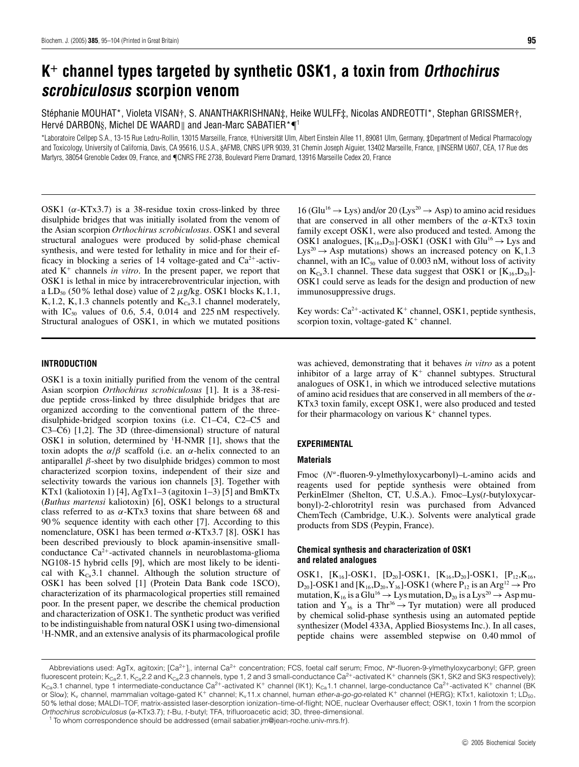# $K^+$ channel types targeted by synthetic OSK1, a toxin from *Orthochirus scrobiculosus* scorpion venom

Stéphanie MOUHAT*, Violeta VISAN†, S. ANANTHAKRISHNAN‡, Heike WULFF‡, Nicolas ANDREOTTI*, Stephan GRISSMER†, Hervé DARBON§, Michel DE WAARD‖ and Jean-Marc SABATIER*¶[1]

*Laboratoire Cellpep S.A., 13-15 Rue Ledru-Rollin, 13015 Marseille, France, †Universität Ulm, Albert Einstein Allee 11, 89081 Ulm, Germany, ‡Department of Medical Pharmacology and Toxicology, University of California, Davis, CA 95616, U.S.A., §AFMB, CNRS UPR 9039, 31 Chemin Joseph Aiguier, 13402 Marseille, France, ‖INSERM U607, CEA, 17 Rue des Martyrs, 38054 Grenoble Cedex 09, France, and ¶CNRS FRE 2738, Boulevard Pierre Dramard, 13916 Marseille Cedex 20, France

OSK1 (α-KTx3.7) is a 38-residue toxin cross-linked by three disulphide bridges that was initially isolated from the venom of the Asian scorpion *Orthochirus scrobiculosus*. OSK1 and several structural analogues were produced by solid-phase chemical synthesis, and were tested for lethality in mice and for their efficacy in blocking a series of 14 voltage-gated and $Ca^{2+}$-activated $K^+$ channels *in vitro*. In the present paper, we report that OSK1 is lethal in mice by intracerebroventricular injection, with a $LD_{50}$ (50 % lethal dose) value of 2 μg/kg. OSK1 blocks $K_v1.1$, $K_v1.2$, $K_v1.3$ channels potently and $K_{Ca}3.1$ channel moderately, with $IC_{50}$ values of 0.6, 5.4, 0.014 and 225 nM respectively. Structural analogues of OSK1, in which we mutated positions 16 ($Glu^{16} \rightarrow Lys$) and/or 20 ($Lys^{20} \rightarrow Asp$) to amino acid residues that are conserved in all other members of the α-KTx3 toxin family except OSK1, were also produced and tested. Among the OSK1 analogues, $[K_{16},D_{20}]$-OSK1 (OSK1 with $Glu^{16} \rightarrow Lys$ and $Lys^{20} \rightarrow Asp$ mutations) shows an increased potency on $K_v1.3$ channel, with an $IC_{50}$ value of 0.003 nM, without loss of activity on $K_{Ca}3.1$ channel. These data suggest that OSK1 or $[K_{16},D_{20}]$-OSK1 could serve as leads for the design and production of new immunosuppressive drugs.

Key words: $Ca^{2+}$-activated $K^+$ channel, OSK1, peptide synthesis, scorpion toxin, voltage-gated $K^+$ channel.

## INTRODUCTION

OSK1 is a toxin initially purified from the venom of the central Asian scorpion *Orthochirus scrobiculosus* [1]. It is a 38-residue peptide cross-linked by three disulphide bridges that are organized according to the conventional pattern of the three-disulphide-bridged scorpion toxins (i.e. C1–C4, C2–C5 and C3–C6) [1,2]. The 3D (three-dimensional) structure of natural OSK1 in solution, determined by $^1$H-NMR [1], shows that the toxin adopts the α/β scaffold (i.e. an α-helix connected to an antiparallel β-sheet by two disulphide bridges) common to most characterized scorpion toxins, independent of their size and selectivity towards the various ion channels [3]. Together with KTx1 (kaliotoxin 1) [4], AgTx1–3 (agitoxin 1–3) [5] and BmKTx (*Buthus martensi* kaliotoxin) [6], OSK1 belongs to a structural class referred to as α-KTx3 toxins that share between 68 and 90 % sequence identity with each other [7]. According to this nomenclature, OSK1 has been termed α-KTx3.7 [8]. OSK1 has been described previously to block apamin-insensitive small-conductance $Ca^{2+}$-activated channels in neuroblastoma-glioma NG108-15 hybrid cells [9], which are most likely to be identical with $K_{Ca}3.1$ channel. Although the solution structure of OSK1 has been solved [1] (Protein Data Bank code 1SCO), characterization of its pharmacological properties still remained poor. In the present paper, we describe the chemical production and characterization of OSK1. The synthetic product was verified to be indistinguishable from natural OSK1 using two-dimensional $^1$H-NMR, and an extensive analysis of its pharmacological profile was achieved, demonstrating that it behaves *in vitro* as a potent inhibitor of a large array of $K^+$ channel subtypes. Structural analogues of OSK1, in which we introduced selective mutations of amino acid residues that are conserved in all members of the α-KTx3 toxin family, except OSK1, were also produced and tested for their pharmacology on various $K^+$ channel types.

## EXPERIMENTAL

### Materials

Fmoc ($N^{\alpha}$-fluoren-9-ylmethyloxycarbonyl)–L-amino acids and reagents used for peptide synthesis were obtained from PerkinElmer (Shelton, CT, U.S.A.). Fmoc–Lys(*t*-butyloxycarbonyl)-2-chlorotrityl resin was purchased from Advanced ChemTech (Cambridge, U.K.). Solvents were analytical grade products from SDS (Peypin, France).

### Chemical synthesis and characterization of OSK1 and related analogues

OSK1, $[K_{16}]$-OSK1, $[D_{20}]$-OSK1, $[K_{16},D_{20}]$-OSK1, $[P_{12},K_{16},D_{20}]$-OSK1 and $[K_{16},D_{20},Y_{36}]$-OSK1 (where $P_{12}$ is an $Arg^{12} \rightarrow Pro$ mutation, $K_{16}$ is a $Glu^{16} \rightarrow Lys$ mutation, $D_{20}$ is a $Lys^{20} \rightarrow Asp$ mutation and $Y_{36}$ is a $Thr^{36} \rightarrow Tyr$ mutation) were all produced by chemical solid-phase synthesis using an automated peptide synthesizer (Model 433A, Applied Biosystems Inc.). In all cases, peptide chains were assembled stepwise on 0.40 mmol of

Abbreviations used: AgTx, agitoxin; $[Ca^{2+}]_i$, internal $Ca^{2+}$ concentration; FCS, foetal calf serum; Fmoc, $N^{\alpha}$-fluoren-9-ylmethyloxycarbonyl; GFP, green fluorescent protein; $K_{Ca}2.1$, $K_{Ca}2.2$ and $K_{Ca}2.3$ channels, type 1, 2 and 3 small-conductance $Ca^{2+}$-activated $K^+$ channels (SK1, SK2 and SK3 respectively); $K_{Ca}3.1$ channel, type 1 intermediate-conductance $Ca^{2+}$-activated $K^+$ channel (IK1); $K_{Ca}1.1$ channel, large-conductance $Ca^{2+}$-activated $K^+$ channel (BK or Sloα); $K_v$ channel, mammalian voltage-gated $K^+$ channel; $K_v11.x$ channel, human *ether-a-go-go*-related $K^+$ channel (HERG); KTx1, kaliotoxin 1; $LD_{50}$, 50 % lethal dose; MALDI–TOF, matrix-assisted laser-desorption ionization–time-of-flight; NOE, nuclear Overhauser effect; OSK1, toxin 1 from the scorpion *Orthochirus scrobiculosus* (α-KTx3.7); *t*-Bu, *t*-butyl; TFA, trifluoroacetic acid; 3D, three-dimensional.

[1] To whom correspondence should be addressed (email sabatier.jm@jean-roche.univ-mrs.fr).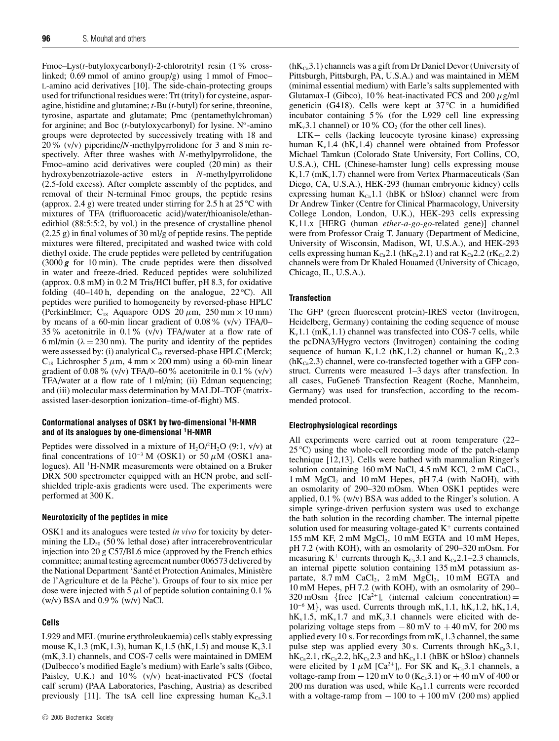Fmoc–Lys(*t*-butyloxycarbonyl)-2-chlorotrityl resin (1 % cross-linked; 0.69 mmol of amino group/g) using 1 mmol of Fmoc–L-amino acid derivatives [10]. The side-chain-protecting groups used for trifunctional residues were: Trt (trityl) for cysteine, asparagine, histidine and glutamine; *t*-Bu (*t*-butyl) for serine, threonine, tyrosine, aspartate and glutamate; Pmc (pentamethylchroman) for arginine; and Boc (*t*-butyloxycarbonyl) for lysine. $N^{\alpha}$-amino groups were deprotected by successively treating with 18 and 20 % (v/v) piperidine/*N*-methylpyrrolidone for 3 and 8 min respectively. After three washes with *N*-methylpyrrolidone, the Fmoc–amino acid derivatives were coupled (20 min) as their hydroxybenzotriazole-active esters in *N*-methylpyrrolidone (2.5-fold excess). After complete assembly of the peptides, and removal of their N-terminal Fmoc groups, the peptide resins (approx. 2.4 g) were treated under stirring for 2.5 h at 25 °C with mixtures of TFA (trifluoroacetic acid)/water/thioanisole/ethanedithiol (88:5:5:2, by vol.) in the presence of crystalline phenol (2.25 g) in final volumes of 30 ml/g of peptide resins. The peptide mixtures were filtered, precipitated and washed twice with cold diethyl oxide. The crude peptides were pelleted by centrifugation (3000 ***g*** for 10 min). The crude peptides were then dissolved in water and freeze-dried. Reduced peptides were solubilized (approx. 0.8 mM) in 0.2 M Tris/HCl buffer, pH 8.3, for oxidative folding (40–140 h, depending on the analogue, 22 °C). All peptides were purified to homogeneity by reversed-phase HPLC (PerkinElmer; $C_{18}$ Aquapore ODS 20 μm, 250 mm × 10 mm) by means of a 60-min linear gradient of 0.08 % (v/v) TFA/0–35 % acetonitrile in 0.1 % (v/v) TFA/water at a flow rate of 6 ml/min (λ = 230 nm). The purity and identity of the peptides were assessed by: (i) analytical $C_{18}$ reversed-phase HPLC (Merck; $C_{18}$ Lichrospher 5 μm, 4 mm × 200 mm) using a 60-min linear gradient of 0.08 % (v/v) TFA/0–60 % acetonitrile in 0.1 % (v/v) TFA/water at a flow rate of 1 ml/min; (ii) Edman sequencing; and (iii) molecular mass determination by MALDI–TOF (matrix-assisted laser-desorption ionization–time-of-flight) MS.

### Conformational analyses of OSK1 by two-dimensional $^{1}$H-NMR and of its analogues by one-dimensional $^{1}$H-NMR

Peptides were dissolved in a mixture of $H_2O/^2H_2O$ (9:1, v/v) at final concentrations of $10^{-3}$ M (OSK1) or 50 μM (OSK1 analogues). All $^{1}$H-NMR measurements were obtained on a Bruker DRX 500 spectrometer equipped with an HCN probe, and self-shielded triple-axis gradients were used. The experiments were performed at 300 K.

### Neurotoxicity of the peptides in mice

OSK1 and its analogues were tested *in vivo* for toxicity by determining the $LD_{50}$ (50 % lethal dose) after intracerebroventricular injection into 20 g C57/BL6 mice (approved by the French ethics committee; animal testing agreement number 006573 delivered by the National Department 'Santé et Protection Animales, Ministère de l'Agriculture et de la Pêche'). Groups of four to six mice per dose were injected with 5 μl of peptide solution containing 0.1 % (w/v) BSA and 0.9 % (w/v) NaCl.

### Cells

L929 and MEL (murine erythroleukaemia) cells stably expressing mouse $K_v1.3$ (m$K_v1.3$), human $K_v1.5$ (h$K_v1.5$) and mouse $K_v3.1$ (m$K_v3.1$) channels, and COS-7 cells were maintained in DMEM (Dulbecco's modified Eagle's medium) with Earle's salts (Gibco, Paisley, U.K.) and 10 % (v/v) heat-inactivated FCS (foetal calf serum) (PAA Laboratories, Pasching, Austria) as described previously [11]. The tsA cell line expressing human $K_{Ca}3.1$ (h$K_{Ca}3.1$) channels was a gift from Dr Daniel Devor (University of Pittsburgh, Pittsburgh, PA, U.S.A.) and was maintained in MEM (minimal essential medium) with Earle's salts supplemented with Glutamax-I (Gibco), 10 % heat-inactivated FCS and 200 μg/ml geneticin (G418). Cells were kept at 37 °C in a humidified incubator containing 5 % (for the L929 cell line expressing m$K_v3.1$ channel) or 10 % $CO_2$ (for the other cell lines).

LTK− cells (lacking leucocyte tyrosine kinase) expressing human $K_v1.4$ (h$K_v1.4$) channel were obtained from Professor Michael Tamkun (Colorado State University, Fort Collins, CO, U.S.A.), CHL (Chinese-hamster lung) cells expressing mouse $K_v1.7$ (m$K_v1.7$) channel were from Vertex Pharmaceuticals (San Diego, CA, U.S.A.), HEK-293 (human embryonic kidney) cells expressing human $K_{Ca}1.1$ (hBK or hSloα) channel were from Dr Andrew Tinker (Centre for Clinical Pharmacology, University College London, London, U.K.), HEK-293 cells expressing $K_v11.x$ [HERG (human *ether-a-go-go*-related gene)] channel were from Professor Craig T. January (Department of Medicine, University of Wisconsin, Madison, WI, U.S.A.), and HEK-293 cells expressing human $K_{Ca}2.1$ (h$K_{Ca}2.1$) and rat $K_{Ca}2.2$ (r$K_{Ca}2.2$) channels were from Dr Khaled Houamed (University of Chicago, Chicago, IL, U.S.A.).

### Transfection

The GFP (green fluorescent protein)-IRES vector (Invitrogen, Heidelberg, Germany) containing the coding sequence of mouse $K_v1.1$ (m$K_v1.1$) channel was transfected into COS-7 cells, while the pcDNA3/Hygro vectors (Invitrogen) containing the coding sequence of human $K_v1.2$ (h$K_v1.2$) channel or human $K_{Ca}2.3$ (h$K_{Ca}2.3$) channel, were co-transfected together with a GFP construct. Currents were measured 1–3 days after transfection. In all cases, FuGene6 Transfection Reagent (Roche, Mannheim, Germany) was used for transfection, according to the recommended protocol.

### Electrophysiological recordings

All experiments were carried out at room temperature (22–25 °C) using the whole-cell recording mode of the patch-clamp technique [12,13]. Cells were bathed with mammalian Ringer's solution containing 160 mM NaCl, 4.5 mM KCl, 2 mM $CaCl_2$, 1 mM $MgCl_2$ and 10 mM Hepes, pH 7.4 (with NaOH), with an osmolarity of 290–320 mOsm. When OSK1 peptides were applied, 0.1 % (w/v) BSA was added to the Ringer's solution. A simple syringe-driven perfusion system was used to exchange the bath solution in the recording chamber. The internal pipette solution used for measuring voltage-gated $K^+$ currents contained 155 mM KF, 2 mM $MgCl_2$, 10 mM EGTA and 10 mM Hepes, pH 7.2 (with KOH), with an osmolarity of 290–320 mOsm. For measuring $K^+$ currents through $K_{Ca}3.1$ and $K_{Ca}2.1$–2.3 channels, an internal pipette solution containing 135 mM potassium aspartate, 8.7 mM $CaCl_2$, 2 mM $MgCl_2$, 10 mM EGTA and 10 mM Hepes, pH 7.2 (with KOH), with an osmolarity of 290–320 mOsm {free $[Ca^{2+}]_i$ (internal calcium concentration) = $10^{-6}$ M}, was used. Currents through m$K_v1.1$, h$K_v1.2$, h$K_v1.4$, h$K_v1.5$, m$K_v1.7$ and m$K_v3.1$ channels were elicited with depolarizing voltage steps from −80 mV to +40 mV, for 200 ms applied every 10 s. For recordings from m$K_v1.3$ channel, the same pulse step was applied every 30 s. Currents through h$K_{Ca}3.1$, h$K_{Ca}2.1$, r$K_{Ca}2.2$, h$K_{Ca}2.3$ and h$K_{Ca}1.1$ (hBK or hSloα) channels were elicited by 1 μM $[Ca^{2+}]_i$. For SK and $K_{Ca}3.1$ channels, a voltage-ramp from −120 mV to 0 ($K_{Ca}3.1$) or +40 mV of 400 or 200 ms duration was used, while $K_{Ca}1.1$ currents were recorded with a voltage-ramp from −100 to +100 mV (200 ms) applied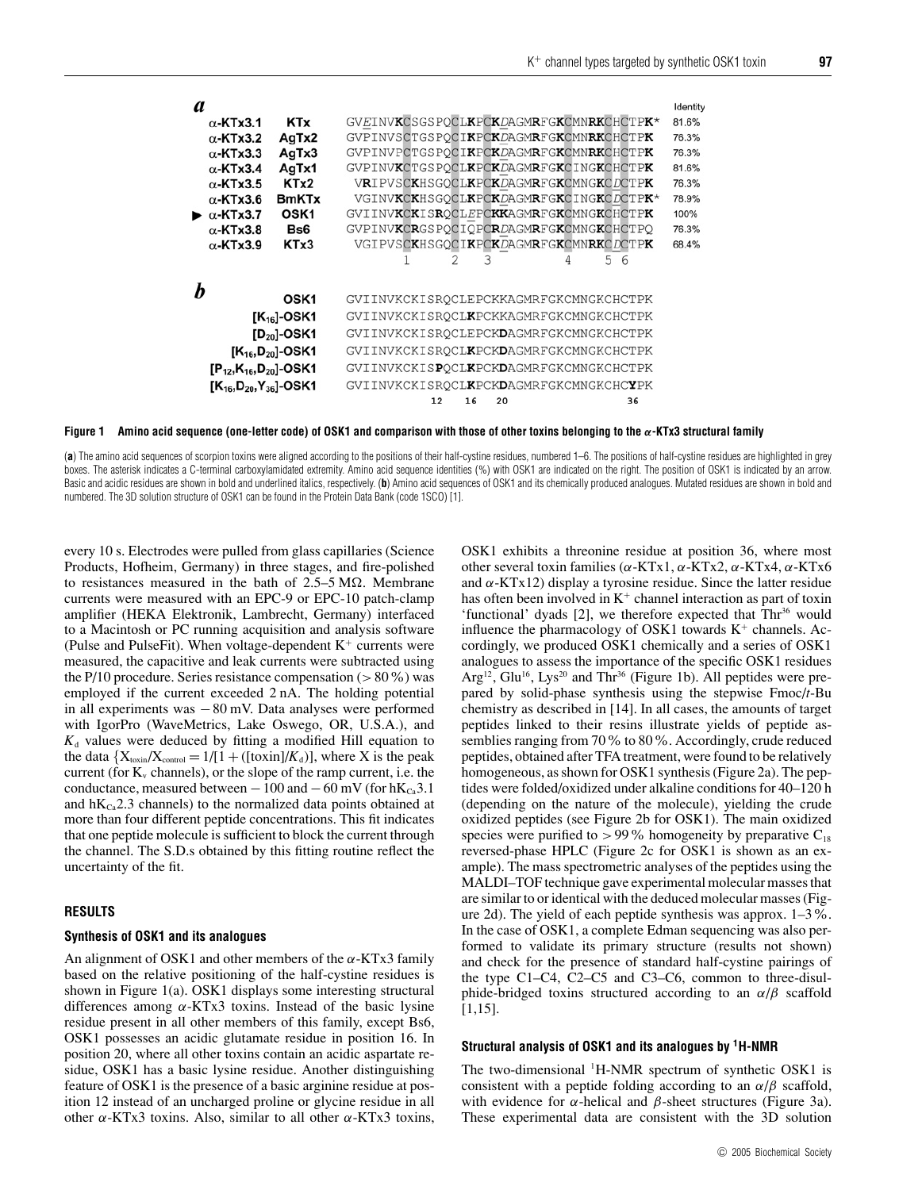**a**

| | | | Identity |
|---|---|---|---|
| α-KTx3.1 | KTx | GVEINVKCSGSPQCLKPCKDAGMRFGKCMNRKCHCTPK* | 81.6% |
| α-KTx3.2 | AgTx2 | GVPINVSCTGSPQCIKPCKDAGMRFGKCMNRKCHCTPK | 76.3% |
| α-KTx3.3 | AgTx3 | GVPINVPCTGSPQCIKPCKDAGMRFGKCMNRKCHCTPK | 76.3% |
| α-KTx3.4 | AgTx1 | GVPINVKCTGSPQCLKPCKDAGMRFGKCINGKCHCTPK | 81.6% |
| α-KTx3.5 | KTx2 | VRIPVSCKHSGQCLKPCKDAGMRFGKCMNGKCDCTPK | 76.3% |
| α-KTx3.6 | BmKTx | VGINVKCKHSGQCLKPCKDAGMRFGKCINGKCDCTPK* | 78.9% |
| ► α-KTx3.7 | OSK1 | GVIINVKCKISRQCLEPCKKAGMRFGKCMNGKCHCTPK | 100% |
| α-KTx3.8 | Bs6 | GVPINVKCRGSPQCIQPCRDAGMRFGKCMNGKCHCTPQ | 76.3% |
| α-KTx3.9 | KTx3 | VGIPVSCKHSGQCIKPCKDAGMRFGKCMNRKCDCTPK | 68.4% |
| | | 1 2 3 4 5 6 | |

**b**

| | |
|---|---|
| OSK1 | GVIINVKCKISRQCLEPCKKAGMRFGKCMNGKCHCTPK |
| [$K_{16}$]-OSK1 | GVIINVKCKISRQCLKPCKKAGMRFGKCMNGKCHCTPK |
| [$D_{20}$]-OSK1 | GVIINVKCKISRQCLEPCKDAGMRFGKCMNGKCHCTPK |
| [$K_{16}$,$D_{20}$]-OSK1 | GVIINVKCKISRQCLKPCKDAGMRFGKCMNGKCHCTPK |
| [$P_{12}$,$K_{16}$,$D_{20}$]-OSK1 | GVIINVKCKISPQCLKPCKDAGMRFGKCMNGKCHCTPK |
| [$K_{16}$,$D_{20}$,$Y_{36}$]-OSK1 | GVIINVKCKISRQCLKPCKDAGMRFGKCMNGKCHCYPK |
| | 12 16 20 36 |

**Figure 1 Amino acid sequence (one-letter code) of OSK1 and comparison with those of other toxins belonging to the α-KTx3 structural family**

(**a**) The amino acid sequences of scorpion toxins were aligned according to the positions of their half-cystine residues, numbered 1–6. The positions of half-cystine residues are highlighted in grey boxes. The asterisk indicates a C-terminal carboxylamidated extremity. Amino acid sequence identities (%) with OSK1 are indicated on the right. The position of OSK1 is indicated by an arrow. Basic and acidic residues are shown in bold and underlined italics, respectively. (**b**) Amino acid sequences of OSK1 and its chemically produced analogues. Mutated residues are shown in bold and numbered. The 3D solution structure of OSK1 can be found in the Protein Data Bank (code 1SCO) [1].

every 10 s. Electrodes were pulled from glass capillaries (Science Products, Hofheim, Germany) in three stages, and fire-polished to resistances measured in the bath of 2.5–5 MΩ. Membrane currents were measured with an EPC-9 or EPC-10 patch-clamp amplifier (HEKA Elektronik, Lambrecht, Germany) interfaced to a Macintosh or PC running acquisition and analysis software (Pulse and PulseFit). When voltage-dependent $K^+$ currents were measured, the capacitive and leak currents were subtracted using the P/10 procedure. Series resistance compensation (> 80 %) was employed if the current exceeded 2 nA. The holding potential in all experiments was − 80 mV. Data analyses were performed with IgorPro (WaveMetrics, Lake Oswego, OR, U.S.A.), and $K_d$ values were deduced by fitting a modified Hill equation to the data $\{X_{toxin}/X_{control} = 1/[1 + ([toxin]/K_d)]$, where X is the peak current (for $K_v$ channels), or the slope of the ramp current, i.e. the conductance, measured between − 100 and − 60 mV (for $hK_{Ca}3.1$ and $hK_{Ca}2.3$ channels) to the normalized data points obtained at more than four different peptide concentrations. This fit indicates that one peptide molecule is sufficient to block the current through the channel. The S.D.s obtained by this fitting routine reflect the uncertainty of the fit.

## RESULTS

### Synthesis of OSK1 and its analogues

An alignment of OSK1 and other members of the α-KTx3 family based on the relative positioning of the half-cystine residues is shown in Figure 1(a). OSK1 displays some interesting structural differences among α-KTx3 toxins. Instead of the basic lysine residue present in all other members of this family, except Bs6, OSK1 possesses an acidic glutamate residue in position 16. In position 20, where all other toxins contain an acidic aspartate residue, OSK1 has a basic lysine residue. Another distinguishing feature of OSK1 is the presence of a basic arginine residue at position 12 instead of an uncharged proline or glycine residue in all other α-KTx3 toxins. Also, similar to all other α-KTx3 toxins, OSK1 exhibits a threonine residue at position 36, where most other several toxin families (α-KTx1, α-KTx2, α-KTx4, α-KTx6 and α-KTx12) display a tyrosine residue. Since the latter residue has often been involved in $K^+$ channel interaction as part of toxin 'functional' dyads [2], we therefore expected that $Thr^{36}$ would influence the pharmacology of OSK1 towards $K^+$ channels. Accordingly, we produced OSK1 chemically and a series of OSK1 analogues to assess the importance of the specific OSK1 residues $Arg^{12}$, $Glu^{16}$, $Lys^{20}$ and $Thr^{36}$ (Figure 1b). All peptides were prepared by solid-phase synthesis using the stepwise Fmoc/t-Bu chemistry as described in [14]. In all cases, the amounts of target peptides linked to their resins illustrate yields of peptide assemblies ranging from 70 % to 80 %. Accordingly, crude reduced peptides, obtained after TFA treatment, were found to be relatively homogeneous, as shown for OSK1 synthesis (Figure 2a). The peptides were folded/oxidized under alkaline conditions for 40–120 h (depending on the nature of the molecule), yielding the crude oxidized peptides (see Figure 2b for OSK1). The main oxidized species were purified to > 99 % homogeneity by preparative $C_{18}$ reversed-phase HPLC (Figure 2c for OSK1 is shown as an example). The mass spectrometric analyses of the peptides using the MALDI–TOF technique gave experimental molecular masses that are similar to or identical with the deduced molecular masses (Figure 2d). The yield of each peptide synthesis was approx. 1–3 %. In the case of OSK1, a complete Edman sequencing was also performed to validate its primary structure (results not shown) and check for the presence of standard half-cystine pairings of the type C1–C4, C2–C5 and C3–C6, common to three-disulphide-bridged toxins structured according to an α/β scaffold [1,15].

### Structural analysis of OSK1 and its analogues by $^1$H-NMR

The two-dimensional $^1$H-NMR spectrum of synthetic OSK1 is consistent with a peptide folding according to an α/β scaffold, with evidence for α-helical and β-sheet structures (Figure 3a). These experimental data are consistent with the 3D solution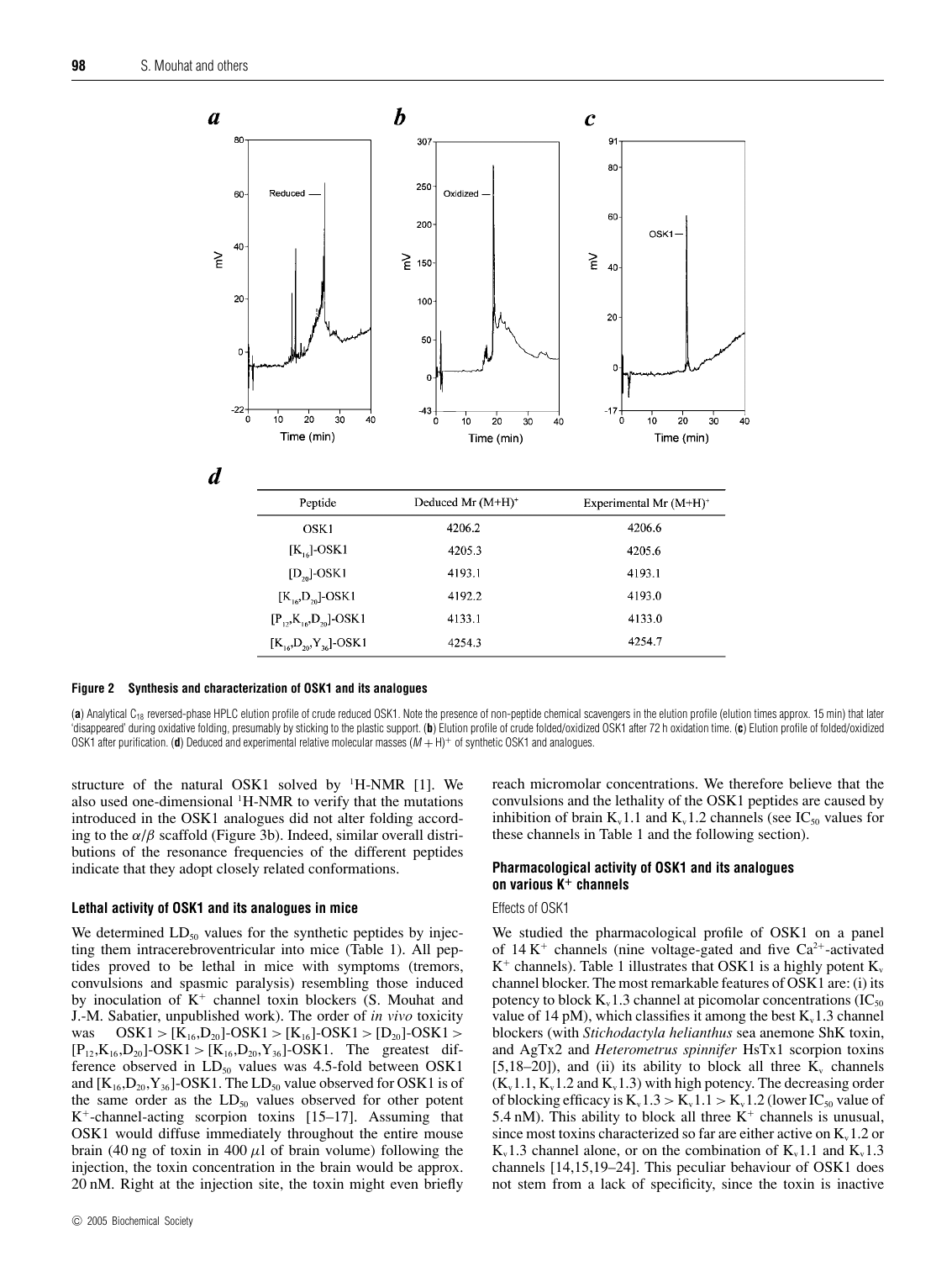**a** **b** **c**

**d**

| Peptide | Deduced Mr (M+H)$^+$ | Experimental Mr (M+H)$^+$ |
|---|---|---|
| OSK1 | 4206.2 | 4206.6 |
| [$K_{16}$]-OSK1 | 4205.3 | 4205.6 |
| [$D_{20}$]-OSK1 | 4193.1 | 4193.1 |
| [$K_{16}$,$D_{20}$]-OSK1 | 4192.2 | 4193.0 |
| [$P_{12}$,$K_{16}$,$D_{20}$]-OSK1 | 4133.1 | 4133.0 |
| [$K_{16}$,$D_{20}$,$Y_{36}$]-OSK1 | 4254.3 | 4254.7 |

**Figure 2 Synthesis and characterization of OSK1 and its analogues**

(**a**) Analytical $C_{18}$ reversed-phase HPLC elution profile of crude reduced OSK1. Note the presence of non-peptide chemical scavengers in the elution profile (elution times approx. 15 min) that later 'disappeared' during oxidative folding, presumably by sticking to the plastic support. (**b**) Elution profile of crude folded/oxidized OSK1 after 72 h oxidation time. (**c**) Elution profile of folded/oxidized OSK1 after purification. (**d**) Deduced and experimental relative molecular masses $(M + H)^+$ of synthetic OSK1 and analogues.

structure of the natural OSK1 solved by $^1$H-NMR [1]. We also used one-dimensional $^1$H-NMR to verify that the mutations introduced in the OSK1 analogues did not alter folding according to the $\alpha/\beta$ scaffold (Figure 3b). Indeed, similar overall distributions of the resonance frequencies of the different peptides indicate that they adopt closely related conformations.

### Lethal activity of OSK1 and its analogues in mice

We determined $LD_{50}$ values for the synthetic peptides by injecting them intracerebroventricular into mice (Table 1). All peptides proved to be lethal in mice with symptoms (tremors, convulsions and spasmic paralysis) resembling those induced by inoculation of $K^+$ channel toxin blockers (S. Mouhat and J.-M. Sabatier, unpublished work). The order of *in vivo* toxicity was OSK1 > [$K_{16}$,$D_{20}$]-OSK1 > [$K_{16}$]-OSK1 > [$D_{20}$]-OSK1 > [$P_{12}$,$K_{16}$,$D_{20}$]-OSK1 > [$K_{16}$,$D_{20}$,$Y_{36}$]-OSK1. The greatest difference observed in $LD_{50}$ values was 4.5-fold between OSK1 and [$K_{16}$,$D_{20}$,$Y_{36}$]-OSK1. The $LD_{50}$ value observed for OSK1 is of the same order as the $LD_{50}$ values observed for other potent $K^+$-channel-acting scorpion toxins [15–17]. Assuming that OSK1 would diffuse immediately throughout the entire mouse brain (40 ng of toxin in 400 $\mu$l of brain volume) following the injection, the toxin concentration in the brain would be approx. 20 nM. Right at the injection site, the toxin might even briefly reach micromolar concentrations. We therefore believe that the convulsions and the lethality of the OSK1 peptides are caused by inhibition of brain $K_v1.1$ and $K_v1.2$ channels (see $IC_{50}$ values for these channels in Table 1 and the following section).

### Pharmacological activity of OSK1 and its analogues on various K$^+$ channels

Effects of OSK1

We studied the pharmacological profile of OSK1 on a panel of 14 $K^+$ channels (nine voltage-gated and five $Ca^{2+}$-activated $K^+$ channels). Table 1 illustrates that OSK1 is a highly potent $K_v$ channel blocker. The most remarkable features of OSK1 are: (i) its potency to block $K_v1.3$ channel at picomolar concentrations ($IC_{50}$ value of 14 pM), which classifies it among the best $K_v1.3$ channel blockers (with *Stichodactyla helianthus* sea anemone ShK toxin, and AgTx2 and *Heterometrus spinnifer* HsTx1 scorpion toxins [5,18–20]), and (ii) its ability to block all three $K_v$ channels ($K_v1.1$, $K_v1.2$ and $K_v1.3$) with high potency. The decreasing order of blocking efficacy is $K_v1.3 > K_v1.1 > K_v1.2$ (lower $IC_{50}$ value of 5.4 nM). This ability to block all three $K^+$ channels is unusual, since most toxins characterized so far are either active on $K_v1.2$ or $K_v1.3$ channel alone, or on the combination of $K_v1.1$ and $K_v1.3$ channels [14,15,19–24]. This peculiar behaviour of OSK1 does not stem from a lack of specificity, since the toxin is inactive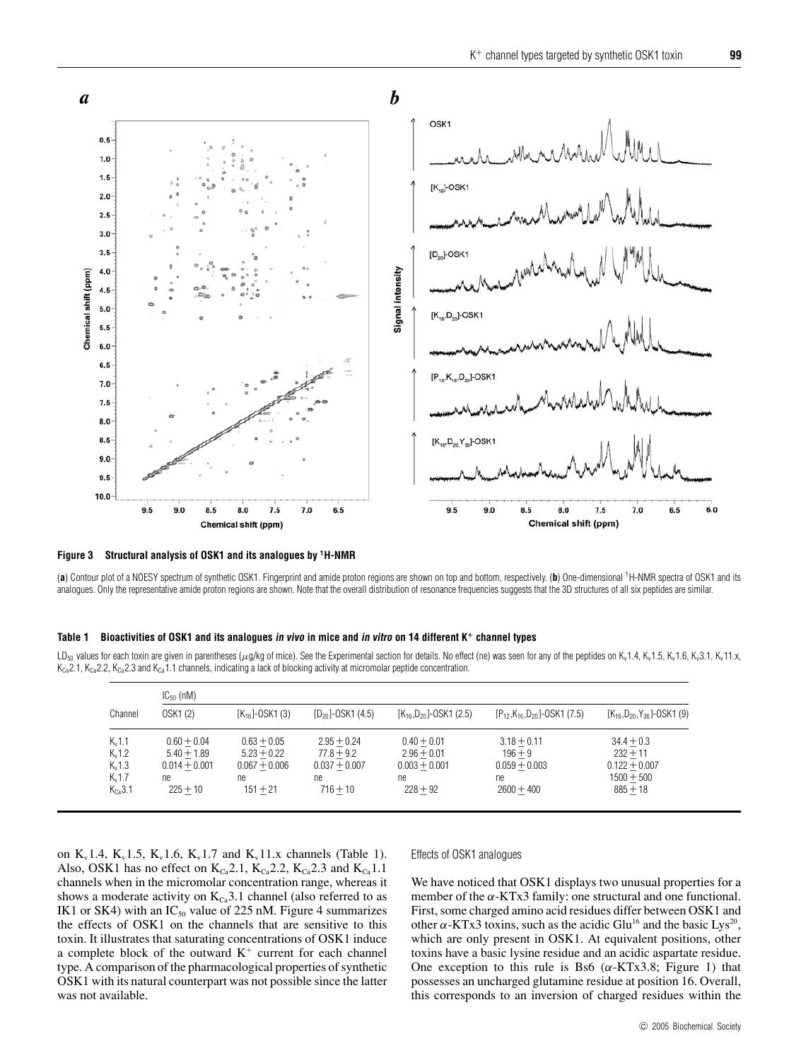**Figure 3 Structural analysis of OSK1 and its analogues by [1]H-NMR**

(**a**) Contour plot of a NOESY spectrum of synthetic OSK1. Fingerprint and amide proton regions are shown on top and bottom, respectively. (**b**) One-dimensional [1]H-NMR spectra of OSK1 and its analogues. Only the representative amide proton regions are shown. Note that the overall distribution of resonance frequencies suggests that the 3D structures of all six peptides are similar.

**Table 1 Bioactivities of OSK1 and its analogues *in vivo* in mice and *in vitro* on 14 different $K^+$ channel types**

$LD_{50}$ values for each toxin are given in parentheses ($\mu$g/kg of mice). See the Experimental section for details. No effect (ne) was seen for any of the peptides on $K_v1.4$, $K_v1.5$, $K_v1.6$, $K_v3.1$, $K_v11.x$, $K_{Ca}2.1$, $K_{Ca}2.2$, $K_{Ca}2.3$ and $K_{Ca}1.1$ channels, indicating a lack of blocking activity at micromolar peptide concentration.

| Channel | $IC_{50}$ (nM) OSK1 (2) | $[K_{16}]$-OSK1 (3) | $[D_{20}]$-OSK1 (4.5) | $[K_{16},D_{20}]$-OSK1 (2.5) | $[P_{12},K_{16},D_{20}]$-OSK1 (7.5) | $[K_{16},D_{20},Y_{36}]$-OSK1 (9) |
|---|---|---|---|---|---|---|
| $K_v1.1$ | $0.60 \pm 0.04$ | $0.63 \pm 0.05$ | $2.95 \pm 0.24$ | $0.40 \pm 0.01$ | $3.18 \pm 0.11$ | $34.4 \pm 0.3$ |
| $K_v1.2$ | $5.40 \pm 1.89$ | $5.23 \pm 0.22$ | $77.8 \pm 9.2$ | $2.96 \pm 0.01$ | $196 \pm 9$ | $232 \pm 11$ |
| $K_v1.3$ | $0.014 \pm 0.001$ | $0.067 \pm 0.006$ | $0.037 \pm 0.007$ | $0.003 \pm 0.001$ | $0.059 \pm 0.003$ | $0.122 \pm 0.007$ |
| $K_v1.7$ | ne | ne | ne | ne | ne | $1500 \pm 500$ |
| $K_{Ca}3.1$ | $225 \pm 10$ | $151 \pm 21$ | $716 \pm 10$ | $228 \pm 92$ | $2600 \pm 400$ | $885 \pm 18$ |

on $K_v1.4$, $K_v1.5$, $K_v1.6$, $K_v1.7$ and $K_v11.x$ channels (Table 1). Also, OSK1 has no effect on $K_{Ca}2.1$, $K_{Ca}2.2$, $K_{Ca}2.3$ and $K_{Ca}1.1$ channels when in the micromolar concentration range, whereas it shows a moderate activity on $K_{Ca}3.1$ channel (also referred to as IK1 or SK4) with an $IC_{50}$ value of 225 nM. Figure 4 summarizes the effects of OSK1 on the channels that are sensitive to this toxin. It illustrates that saturating concentrations of OSK1 induce a complete block of the outward $K^+$ current for each channel type. A comparison of the pharmacological properties of synthetic OSK1 with its natural counterpart was not possible since the latter was not available.

### Effects of OSK1 analogues

We have noticed that OSK1 displays two unusual properties for a member of the $\alpha$-KTx3 family: one structural and one functional. First, some charged amino acid residues differ between OSK1 and other $\alpha$-KTx3 toxins, such as the acidic $Glu^{16}$ and the basic $Lys^{20}$, which are only present in OSK1. At equivalent positions, other toxins have a basic lysine residue and an acidic aspartate residue. One exception to this rule is Bs6 ($\alpha$-KTx3.8; Figure 1) that possesses an uncharged glutamine residue at position 16. Overall, this corresponds to an inversion of charged residues within the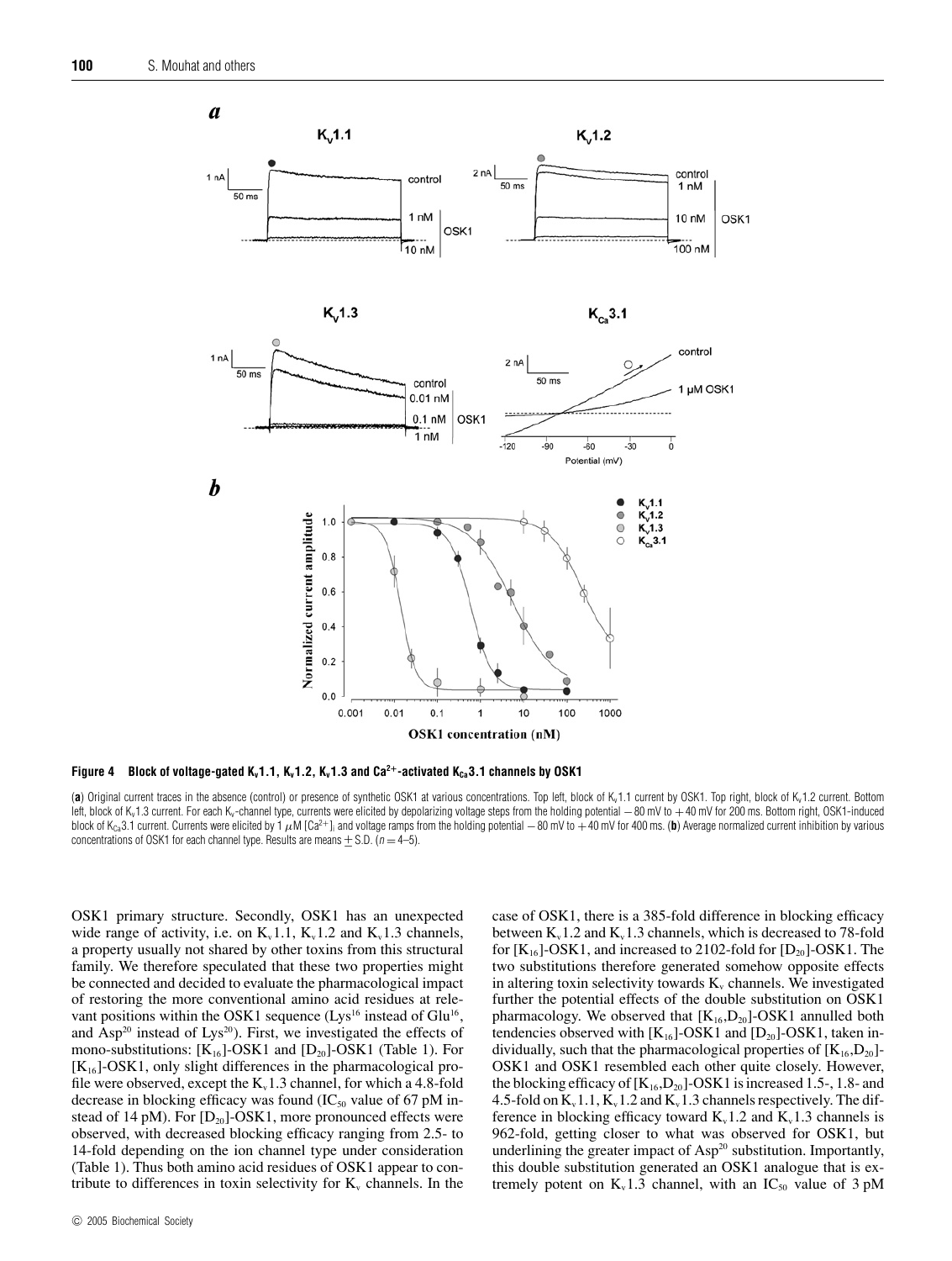**Figure 4 Block of voltage-gated $K_v1.1$, $K_v1.2$, $K_v1.3$ and $Ca^{2+}$-activated $K_{Ca}3.1$ channels by OSK1**

(**a**) Original current traces in the absence (control) or presence of synthetic OSK1 at various concentrations. Top left, block of $K_v1.1$ current by OSK1. Top right, block of $K_v1.2$ current. Bottom left, block of $K_v1.3$ current. For each $K_v$-channel type, currents were elicited by depolarizing voltage steps from the holding potential −80 mV to +40 mV for 200 ms. Bottom right, OSK1-induced block of $K_{Ca}3.1$ current. Currents were elicited by 1 $\mu$M $[Ca^{2+}]_i$ and voltage ramps from the holding potential −80 mV to +40 mV for 400 ms. (**b**) Average normalized current inhibition by various concentrations of OSK1 for each channel type. Results are means ± S.D. ($n = 4$–5).

OSK1 primary structure. Secondly, OSK1 has an unexpected wide range of activity, i.e. on $K_v1.1$, $K_v1.2$ and $K_v1.3$ channels, a property usually not shared by other toxins from this structural family. We therefore speculated that these two properties might be connected and decided to evaluate the pharmacological impact of restoring the more conventional amino acid residues at relevant positions within the OSK1 sequence ($Lys^{16}$ instead of $Glu^{16}$, and $Asp^{20}$ instead of $Lys^{20}$). First, we investigated the effects of mono-substitutions: $[K_{16}]$-OSK1 and $[D_{20}]$-OSK1 (Table 1). For $[K_{16}]$-OSK1, only slight differences in the pharmacological profile were observed, except the $K_v1.3$ channel, for which a 4.8-fold decrease in blocking efficacy was found ($IC_{50}$ value of 67 pM instead of 14 pM). For $[D_{20}]$-OSK1, more pronounced effects were observed, with decreased blocking efficacy ranging from 2.5- to 14-fold depending on the ion channel type under consideration (Table 1). Thus both amino acid residues of OSK1 appear to contribute to differences in toxin selectivity for $K_v$ channels. In the case of OSK1, there is a 385-fold difference in blocking efficacy between $K_v1.2$ and $K_v1.3$ channels, which is decreased to 78-fold for $[K_{16}]$-OSK1, and increased to 2102-fold for $[D_{20}]$-OSK1. The two substitutions therefore generated somehow opposite effects in altering toxin selectivity towards $K_v$ channels. We investigated further the potential effects of the double substitution on OSK1 pharmacology. We observed that $[K_{16},D_{20}]$-OSK1 annulled both tendencies observed with $[K_{16}]$-OSK1 and $[D_{20}]$-OSK1, taken individually, such that the pharmacological properties of $[K_{16},D_{20}]$-OSK1 and OSK1 resembled each other quite closely. However, the blocking efficacy of $[K_{16},D_{20}]$-OSK1 is increased 1.5-, 1.8- and 4.5-fold on $K_v1.1$, $K_v1.2$ and $K_v1.3$ channels respectively. The difference in blocking efficacy toward $K_v1.2$ and $K_v1.3$ channels is 962-fold, getting closer to what was observed for OSK1, but underlining the greater impact of $Asp^{20}$ substitution. Importantly, this double substitution generated an OSK1 analogue that is extremely potent on $K_v1.3$ channel, with an $IC_{50}$ value of 3 pM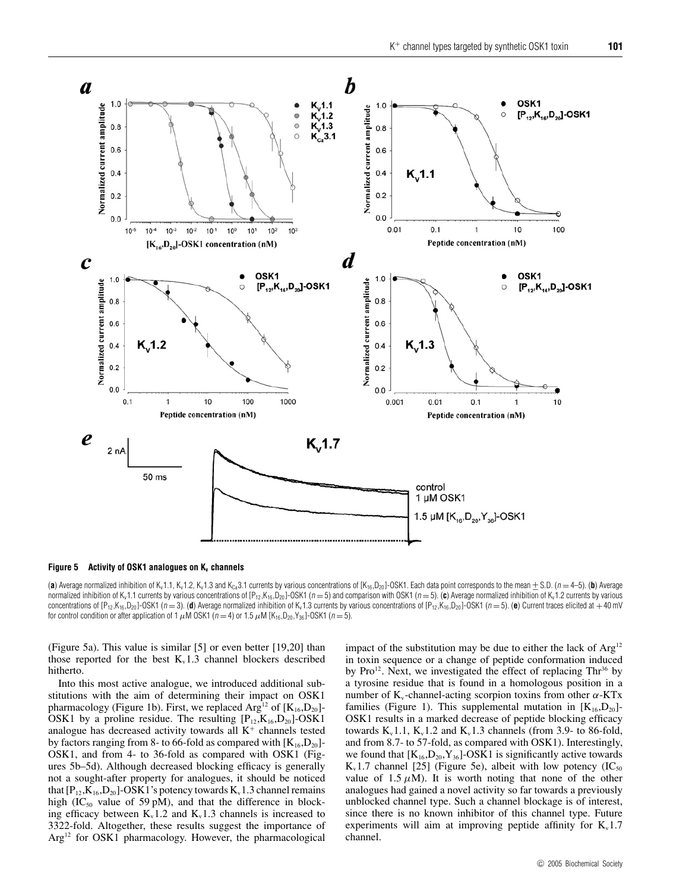**Figure 5 Activity of OSK1 analogues on $K_v$ channels**

(**a**) Average normalized inhibition of $K_v1.1$, $K_v1.2$, $K_v1.3$ and $K_{Ca}3.1$ currents by various concentrations of $[K_{16},D_{20}]$-OSK1. Each data point corresponds to the mean ± S.D. ($n = 4$–5). (**b**) Average normalized inhibition of $K_v1.1$ currents by various concentrations of $[P_{12},K_{16},D_{20}]$-OSK1 ($n = 5$) and comparison with OSK1 ($n = 5$). (**c**) Average normalized inhibition of $K_v1.2$ currents by various concentrations of $[P_{12},K_{16},D_{20}]$-OSK1 ($n = 3$). (**d**) Average normalized inhibition of $K_v1.3$ currents by various concentrations of $[P_{12},K_{16},D_{20}]$-OSK1 ($n = 5$). (**e**) Current traces elicited at +40 mV for control condition or after application of 1 $\mu$M OSK1 ($n = 4$) or 1.5 $\mu$M $[K_{16},D_{20},Y_{36}]$-OSK1 ($n = 5$).

(Figure 5a). This value is similar [5] or even better [19,20] than those reported for the best $K_v1.3$ channel blockers described hitherto.

Into this most active analogue, we introduced additional substitutions with the aim of determining their impact on OSK1 pharmacology (Figure 1b). First, we replaced $Arg^{12}$ of $[K_{16},D_{20}]$-OSK1 by a proline residue. The resulting $[P_{12},K_{16},D_{20}]$-OSK1 analogue has decreased activity towards all $K^+$ channels tested by factors ranging from 8- to 66-fold as compared with $[K_{16},D_{20}]$-OSK1, and from 4- to 36-fold as compared with OSK1 (Figures 5b–5d). Although decreased blocking efficacy is generally not a sought-after property for analogues, it should be noticed that $[P_{12},K_{16},D_{20}]$-OSK1's potency towards $K_v1.3$ channel remains high ($IC_{50}$ value of 59 pM), and that the difference in blocking efficacy between $K_v1.2$ and $K_v1.3$ channels is increased to 3322-fold. Altogether, these results suggest the importance of $Arg^{12}$ for OSK1 pharmacology. However, the pharmacological impact of the substitution may be due to either the lack of $Arg^{12}$ in toxin sequence or a change of peptide conformation induced by $Pro^{12}$. Next, we investigated the effect of replacing $Thr^{36}$ by a tyrosine residue that is found in a homologous position in a number of $K_v$-channel-acting scorpion toxins from other $\alpha$-KTx families (Figure 1). This supplemental mutation in $[K_{16},D_{20}]$-OSK1 results in a marked decrease of peptide blocking efficacy towards $K_v1.1$, $K_v1.2$ and $K_v1.3$ channels (from 3.9- to 86-fold, and from 8.7- to 57-fold, as compared with OSK1). Interestingly, we found that $[K_{16},D_{20},Y_{36}]$-OSK1 is significantly active towards $K_v1.7$ channel [25] (Figure 5e), albeit with low potency ($IC_{50}$ value of 1.5 $\mu$M). It is worth noting that none of the other analogues had gained a novel activity so far towards a previously unblocked channel type. Such a channel blockage is of interest, since there is no known inhibitor of this channel type. Future experiments will aim at improving peptide affinity for $K_v1.7$ channel.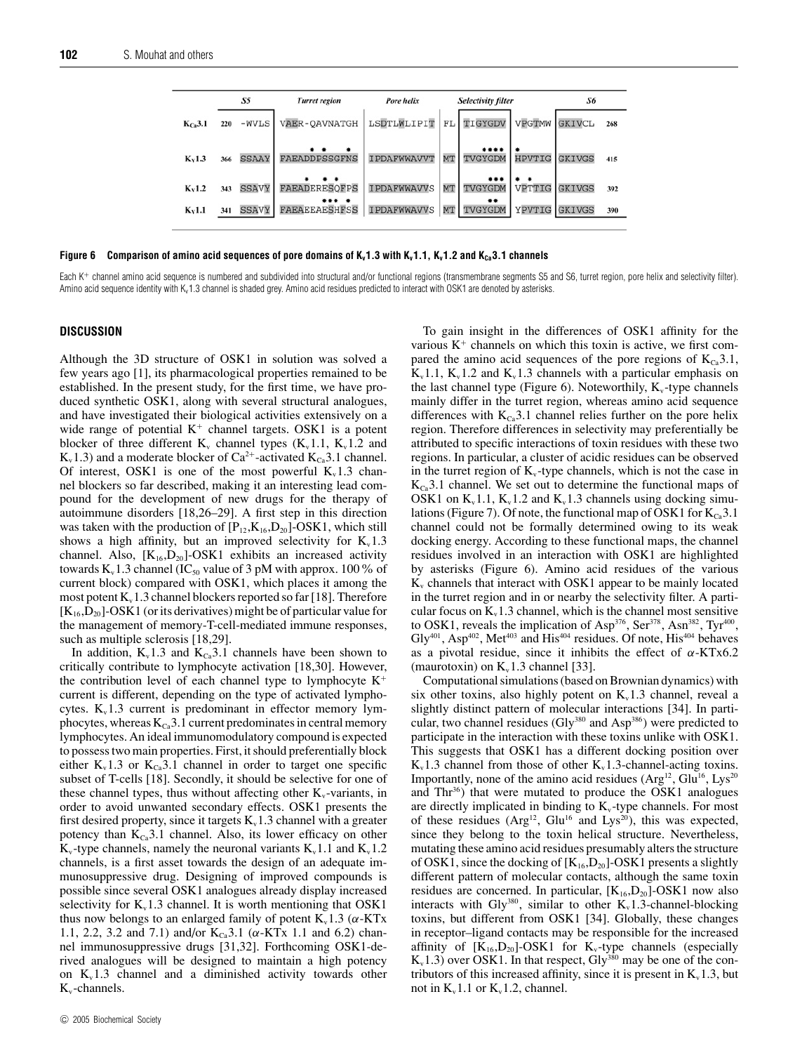|  | | S5 | Turret region | Pore helix | | Selectivity filter | | S6 | |
|---|---|---|---|---|---|---|---|---|---|
| $K_{Ca}3.1$ | 220 | -WVLS | VAER-QAVNATGH | LSDTLWLIPIT | FL | TIGYGDV | VPGTMW | GKIVCL | 268 |
| $K_v1.3$ | 366 | SSAAY | FAEADDPSSGFNS<br>(asterisks: * * *) | IPDAFWWAVVT | MT | TVGYGDM<br>(asterisks: ****) | HPVTIG<br>(asterisk: *) | GKIVGS | 415 |
| $K_v1.2$ | 343 | SSAVY | FAEADERESQFPS<br>(asterisks: * * *) | IPDAFWWAVVS | MT | TVGYGDM<br>(asterisks: ***) | VPTTIG<br>(asterisks: * *) | GKIVGS | 392 |
| $K_v1.1$ | 341 | SSAVY | FAEAEEAESHFSS<br>(asterisks: *** *) | IPDAFWWAVVS | MT | TVGYGDM<br>(asterisks: **) | YPVTIG | GKIVGS | 390 |

**Figure 6 Comparison of amino acid sequences of pore domains of $K_v1.3$ with $K_v1.1$, $K_v1.2$ and $K_{Ca}3.1$ channels**

Each $K^+$ channel amino acid sequence is numbered and subdivided into structural and/or functional regions (transmembrane segments S5 and S6, turret region, pore helix and selectivity filter). Amino acid sequence identity with $K_v1.3$ channel is shaded grey. Amino acid residues predicted to interact with OSK1 are denoted by asterisks.

## DISCUSSION

Although the 3D structure of OSK1 in solution was solved a few years ago [1], its pharmacological properties remained to be established. In the present study, for the first time, we have produced synthetic OSK1, along with several structural analogues, and have investigated their biological activities extensively on a wide range of potential $K^+$ channel targets. OSK1 is a potent blocker of three different $K_v$ channel types ($K_v1.1$, $K_v1.2$ and $K_v1.3$) and a moderate blocker of $Ca^{2+}$-activated $K_{Ca}3.1$ channel. Of interest, OSK1 is one of the most powerful $K_v1.3$ channel blockers so far described, making it an interesting lead compound for the development of new drugs for the therapy of autoimmune disorders [18,26–29]. A first step in this direction was taken with the production of $[P_{12},K_{16},D_{20}]$-OSK1, which still shows a high affinity, but an improved selectivity for $K_v1.3$ channel. Also, $[K_{16},D_{20}]$-OSK1 exhibits an increased activity towards $K_v1.3$ channel ($IC_{50}$ value of 3 pM with approx. 100 % of current block) compared with OSK1, which places it among the most potent $K_v1.3$ channel blockers reported so far [18]. Therefore $[K_{16},D_{20}]$-OSK1 (or its derivatives) might be of particular value for the management of memory-T-cell-mediated immune responses, such as multiple sclerosis [18,29].

In addition, $K_v1.3$ and $K_{Ca}3.1$ channels have been shown to critically contribute to lymphocyte activation [18,30]. However, the contribution level of each channel type to lymphocyte $K^+$ current is different, depending on the type of activated lymphocytes. $K_v1.3$ current is predominant in effector memory lymphocytes, whereas $K_{Ca}3.1$ current predominates in central memory lymphocytes. An ideal immunomodulatory compound is expected to possess two main properties. First, it should preferentially block either $K_v1.3$ or $K_{Ca}3.1$ channel in order to target one specific subset of T-cells [18]. Secondly, it should be selective for one of these channel types, thus without affecting other $K_v$-variants, in order to avoid unwanted secondary effects. OSK1 presents the first desired property, since it targets $K_v1.3$ channel with a greater potency than $K_{Ca}3.1$ channel. Also, its lower efficacy on other $K_v$-type channels, namely the neuronal variants $K_v1.1$ and $K_v1.2$ channels, is a first asset towards the design of an adequate immunosuppressive drug. Designing of improved compounds is possible since several OSK1 analogues already display increased selectivity for $K_v1.3$ channel. It is worth mentioning that OSK1 thus now belongs to an enlarged family of potent $K_v1.3$ ($\alpha$-KTx 1.1, 2.2, 3.2 and 7.1) and/or $K_{Ca}3.1$ ($\alpha$-KTx 1.1 and 6.2) channel immunosuppressive drugs [31,32]. Forthcoming OSK1-derived analogues will be designed to maintain a high potency on $K_v1.3$ channel and a diminished activity towards other $K_v$-channels.

To gain insight in the differences of OSK1 affinity for the various $K^+$ channels on which this toxin is active, we first compared the amino acid sequences of the pore regions of $K_{Ca}3.1$, $K_v1.1$, $K_v1.2$ and $K_v1.3$ channels with a particular emphasis on the last channel type (Figure 6). Noteworthily, $K_v$-type channels mainly differ in the turret region, whereas amino acid sequence differences with $K_{Ca}3.1$ channel relies further on the pore helix region. Therefore differences in selectivity may preferentially be attributed to specific interactions of toxin residues with these two regions. In particular, a cluster of acidic residues can be observed in the turret region of $K_v$-type channels, which is not the case in $K_{Ca}3.1$ channel. We set out to determine the functional maps of OSK1 on $K_v1.1$, $K_v1.2$ and $K_v1.3$ channels using docking simulations (Figure 7). Of note, the functional map of OSK1 for $K_{Ca}3.1$ channel could not be formally determined owing to its weak docking energy. According to these functional maps, the channel residues involved in an interaction with OSK1 are highlighted by asterisks (Figure 6). Amino acid residues of the various $K_v$ channels that interact with OSK1 appear to be mainly located in the turret region and in or nearby the selectivity filter. A particular focus on $K_v1.3$ channel, which is the channel most sensitive to OSK1, reveals the implication of $Asp^{376}$, $Ser^{378}$, $Asn^{382}$, $Tyr^{400}$, $Gly^{401}$, $Asp^{402}$, $Met^{403}$ and $His^{404}$ residues. Of note, $His^{404}$ behaves as a pivotal residue, since it inhibits the effect of $\alpha$-KTx6.2 (maurotoxin) on $K_v1.3$ channel [33].

Computational simulations (based on Brownian dynamics) with six other toxins, also highly potent on $K_v1.3$ channel, reveal a slightly distinct pattern of molecular interactions [34]. In particular, two channel residues ($Gly^{380}$ and $Asp^{386}$) were predicted to participate in the interaction with these toxins unlike with OSK1. This suggests that OSK1 has a different docking position over $K_v1.3$ channel from those of other $K_v1.3$-channel-acting toxins. Importantly, none of the amino acid residues ($Arg^{12}$, $Glu^{16}$, $Lys^{20}$ and $Thr^{36}$) that were mutated to produce the OSK1 analogues are directly implicated in binding to $K_v$-type channels. For most of these residues ($Arg^{12}$, $Glu^{16}$ and $Lys^{20}$), this was expected, since they belong to the toxin helical structure. Nevertheless, mutating these amino acid residues presumably alters the structure of OSK1, since the docking of $[K_{16},D_{20}]$-OSK1 presents a slightly different pattern of molecular contacts, although the same toxin residues are concerned. In particular, $[K_{16},D_{20}]$-OSK1 now also interacts with $Gly^{380}$, similar to other $K_v1.3$-channel-blocking toxins, but different from OSK1 [34]. Globally, these changes in receptor–ligand contacts may be responsible for the increased affinity of $[K_{16},D_{20}]$-OSK1 for $K_v$-type channels (especially $K_v1.3$) over OSK1. In that respect, $Gly^{380}$ may be one of the contributors of this increased affinity, since it is present in $K_v1.3$, but not in $K_v1.1$ or $K_v1.2$, channel.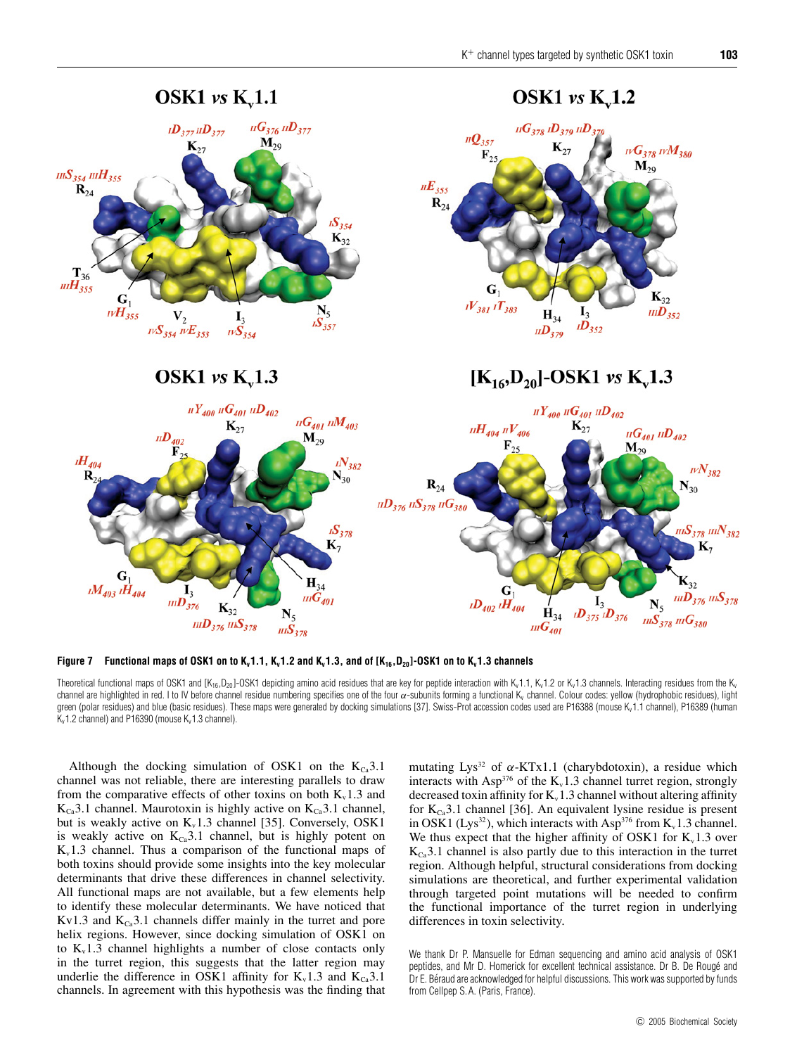**Figure 7 Functional maps of OSK1 on to $K_v1.1$, $K_v1.2$ and $K_v1.3$, and of $[K_{16},D_{20}]$-OSK1 on to $K_v1.3$ channels**

Theoretical functional maps of OSK1 and $[K_{16},D_{20}]$-OSK1 depicting amino acid residues that are key for peptide interaction with $K_v1.1$, $K_v1.2$ or $K_v1.3$ channels. Interacting residues from the $K_v$ channel are highlighted in red. I to IV before channel residue numbering specifies one of the four $\alpha$-subunits forming a functional $K_v$ channel. Colour codes: yellow (hydrophobic residues), light green (polar residues) and blue (basic residues). These maps were generated by docking simulations [37]. Swiss-Prot accession codes used are P16388 (mouse $K_v1.1$ channel), P16389 (human $K_v1.2$ channel) and P16390 (mouse $K_v1.3$ channel).

Although the docking simulation of OSK1 on the $K_{Ca}3.1$ channel was not reliable, there are interesting parallels to draw from the comparative effects of other toxins on both $K_v1.3$ and $K_{Ca}3.1$ channel. Maurotoxin is highly active on $K_{Ca}3.1$ channel, but is weakly active on $K_v1.3$ channel [35]. Conversely, OSK1 is weakly active on $K_{Ca}3.1$ channel, but is highly potent on $K_v1.3$ channel. Thus a comparison of the functional maps of both toxins should provide some insights into the key molecular determinants that drive these differences in channel selectivity. All functional maps are not available, but a few elements help to identify these molecular determinants. We have noticed that Kv1.3 and $K_{Ca}3.1$ channels differ mainly in the turret and pore helix regions. However, since docking simulation of OSK1 on to $K_v1.3$ channel highlights a number of close contacts only in the turret region, this suggests that the latter region may underlie the difference in OSK1 affinity for $K_v1.3$ and $K_{Ca}3.1$ channels. In agreement with this hypothesis was the finding that mutating $Lys^{32}$ of $\alpha$-KTx1.1 (charybdotoxin), a residue which interacts with $Asp^{376}$ of the $K_v1.3$ channel turret region, strongly decreased toxin affinity for $K_v1.3$ channel without altering affinity for $K_{Ca}3.1$ channel [36]. An equivalent lysine residue is present in OSK1 ($Lys^{32}$), which interacts with $Asp^{376}$ from $K_v1.3$ channel. We thus expect that the higher affinity of OSK1 for $K_v1.3$ over $K_{Ca}3.1$ channel is also partly due to this interaction in the turret region. Although helpful, structural considerations from docking simulations are theoretical, and further experimental validation through targeted point mutations will be needed to confirm the functional importance of the turret region in underlying differences in toxin selectivity.

We thank Dr P. Mansuelle for Edman sequencing and amino acid analysis of OSK1 peptides, and Mr D. Homerick for excellent technical assistance. Dr B. De Rougé and Dr E. Béraud are acknowledged for helpful discussions. This work was supported by funds from Cellpep S. A. (Paris, France).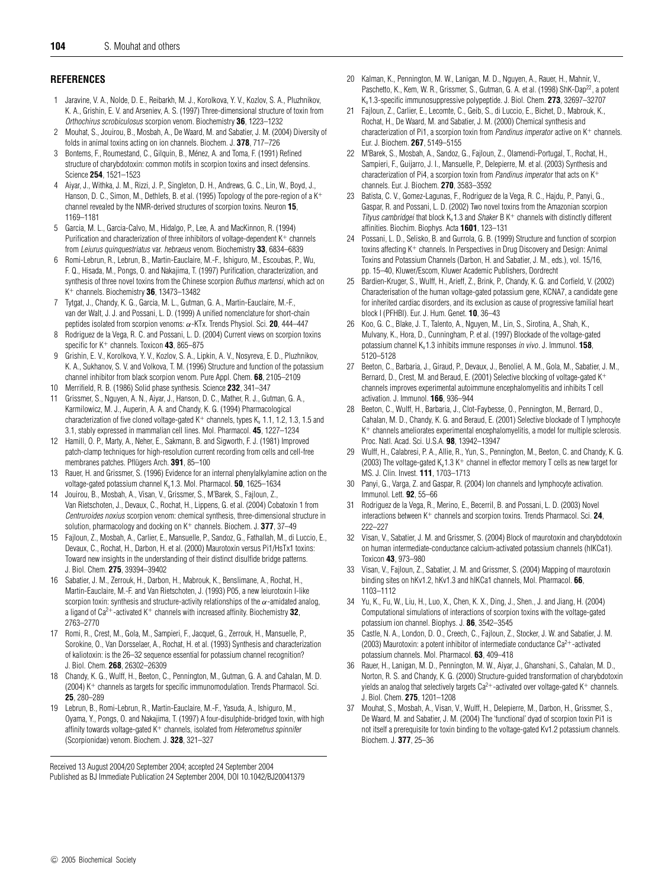## REFERENCES

1. Jaravine, V. A., Nolde, D. E., Reibarkh, M. J., Korolkova, Y. V., Kozlov, S. A., Pluzhnikov, K. A., Grishin, E. V. and Arseniev, A. S. (1997) Three-dimensional structure of toxin from *Orthochirus scrobiculosus* scorpion venom. Biochemistry **36**, 1223–1232
2. Mouhat, S., Jouirou, B., Mosbah, A., De Waard, M. and Sabatier, J. M. (2004) Diversity of folds in animal toxins acting on ion channels. Biochem. J. **378**, 717–726
3. Bontems, F., Roumestand, C., Gilquin, B., Ménez, A. and Toma, F. (1991) Refined structure of charybdotoxin: common motifs in scorpion toxins and insect defensins. Science **254**, 1521–1523
4. Aiyar, J., Withka, J. M., Rizzi, J. P., Singleton, D. H., Andrews, G. C., Lin, W., Boyd, J., Hanson, D. C., Simon, M., Dethlefs, B. et al. (1995) Topology of the pore-region of a $K^+$ channel revealed by the NMR-derived structures of scorpion toxins. Neuron **15**, 1169–1181
5. Garcia, M. L., Garcia-Calvo, M., Hidalgo, P., Lee, A. and MacKinnon, R. (1994) Purification and characterization of three inhibitors of voltage-dependent $K^+$ channels from *Leiurus quinquestriatus* var. *hebraeus* venom. Biochemistry **33**, 6834–6839
6. Romi-Lebrun, R., Lebrun, B., Martin-Eauclaire, M.-F., Ishiguro, M., Escoubas, P., Wu, F. Q., Hisada, M., Pongs, O. and Nakajima, T. (1997) Purification, characterization, and synthesis of three novel toxins from the Chinese scorpion *Buthus martensi*, which act on $K^+$ channels. Biochemistry **36**, 13473–13482
7. Tytgat, J., Chandy, K. G., Garcia, M. L., Gutman, G. A., Martin-Eauclaire, M.-F., van der Walt, J. J. and Possani, L. D. (1999) A unified nomenclature for short-chain peptides isolated from scorpion venoms: $\alpha$-KTx. Trends Physiol. Sci. **20**, 444–447
8. Rodriguez de la Vega, R. C. and Possani, L. D. (2004) Current views on scorpion toxins specific for $K^+$ channels. Toxicon **43**, 865–875
9. Grishin, E. V., Korolkova, Y. V., Kozlov, S. A., Lipkin, A. V., Nosyreva, E. D., Pluzhnikov, K. A., Sukhanov, S. V. and Volkova, T. M. (1996) Structure and function of the potassium channel inhibitor from black scorpion venom. Pure Appl. Chem. **68**, 2105–2109
10. Merrifield, R. B. (1986) Solid phase synthesis. Science **232**, 341–347
11. Grissmer, S., Nguyen, A. N., Aiyar, J., Hanson, D. C., Mather, R. J., Gutman, G. A., Karmilowicz, M. J., Auperin, A. A. and Chandy, K. G. (1994) Pharmacological characterization of five cloned voltage-gated $K^+$ channels, types $K_v$ 1.1, 1.2, 1.3, 1.5 and 3.1, stably expressed in mammalian cell lines. Mol. Pharmacol. **45**, 1227–1234
12. Hamill, O. P., Marty, A., Neher, E., Sakmann, B. and Sigworth, F. J. (1981) Improved patch-clamp techniques for high-resolution current recording from cells and cell-free membranes patches. Pflügers Arch. **391**, 85–100
13. Rauer, H. and Grissmer, S. (1996) Evidence for an internal phenylalkylamine action on the voltage-gated potassium channel $K_v$1.3. Mol. Pharmacol. **50**, 1625–1634
14. Jouirou, B., Mosbah, A., Visan, V., Grissmer, S., M'Barek, S., Fajloun, Z., Van Rietschoten, J., Devaux, C., Rochat, H., Lippens, G. et al. (2004) Cobatoxin 1 from *Centruroides noxius* scorpion venom: chemical synthesis, three-dimensional structure in solution, pharmacology and docking on $K^+$ channels. Biochem. J. **377**, 37–49
15. Fajloun, Z., Mosbah, A., Carlier, E., Mansuelle, P., Sandoz, G., Fathallah, M., di Luccio, E., Devaux, C., Rochat, H., Darbon, H. et al. (2000) Maurotoxin versus Pi1/HsTx1 toxins: Toward new insights in the understanding of their distinct disulfide bridge patterns. J. Biol. Chem. **275**, 39394–39402
16. Sabatier, J. M., Zerrouk, H., Darbon, H., Mabrouk, K., Benslimane, A., Rochat, H., Martin-Eauclaire, M.-F. and Van Rietschoten, J. (1993) P05, a new leiurotoxin I-like scorpion toxin: synthesis and structure-activity relationships of the $\alpha$-amidated analog, a ligand of $Ca^{2+}$-activated $K^+$ channels with increased affinity. Biochemistry **32**, 2763–2770
17. Romi, R., Crest, M., Gola, M., Sampieri, F., Jacquet, G., Zerrouk, H., Mansuelle, P., Sorokine, O., Van Dorsselaer, A., Rochat, H. et al. (1993) Synthesis and characterization of kaliotoxin: is the 26–32 sequence essential for potassium channel recognition? J. Biol. Chem. **268**, 26302–26309
18. Chandy, K. G., Wulff, H., Beeton, C., Pennington, M., Gutman, G. A. and Cahalan, M. D. (2004) $K^+$ channels as targets for specific immunomodulation. Trends Pharmacol. Sci. **25**, 280–289
19. Lebrun, B., Romi-Lebrun, R., Martin-Eauclaire, M.-F., Yasuda, A., Ishiguro, M., Oyama, Y., Pongs, O. and Nakajima, T. (1997) A four-disulphide-bridged toxin, with high affinity towards voltage-gated $K^+$ channels, isolated from *Heterometrus spinnifer* (Scorpionidae) venom. Biochem. J. **328**, 321–327
20. Kalman, K., Pennington, M. W., Lanigan, M. D., Nguyen, A., Rauer, H., Mahnir, V., Paschetto, K., Kem, W. R., Grissmer, S., Gutman, G. A. et al. (1998) ShK-Dap[22], a potent $K_v$1.3-specific immunosuppressive polypeptide. J. Biol. Chem. **273**, 32697–32707
21. Fajloun, Z., Carlier, E., Lecomte, C., Geib, S., di Luccio, E., Bichet, D., Mabrouk, K., Rochat, H., De Waard, M. and Sabatier, J. M. (2000) Chemical synthesis and characterization of Pi1, a scorpion toxin from *Pandinus imperator* active on $K^+$ channels. Eur. J. Biochem. **267**, 5149–5155
22. M'Barek, S., Mosbah, A., Sandoz, G., Fajloun, Z., Olamendi-Portugal, T., Rochat, H., Sampieri, F., Guijarro, J. I., Mansuelle, P., Delepierre, M. et al. (2003) Synthesis and characterization of Pi4, a scorpion toxin from *Pandinus imperator* that acts on $K^+$ channels. Eur. J. Biochem. **270**, 3583–3592
23. Batista, C. V., Gomez-Lagunas, F., Rodriguez de la Vega, R. C., Hajdu, P., Panyi, G., Gaspar, R. and Possani, L. D. (2002) Two novel toxins from the Amazonian scorpion *Tityus cambridgei* that block $K_v$1.3 and *Shaker* B $K^+$ channels with distinctly different affinities. Biochim. Biophys. Acta **1601**, 123–131
24. Possani, L. D., Selisko, B. and Gurrola, G. B. (1999) Structure and function of scorpion toxins affecting $K^+$ channels. In Perspectives in Drug Discovery and Design: Animal Toxins and Potassium Channels (Darbon, H. and Sabatier, J. M., eds.), vol. 15/16, pp. 15–40, Kluwer/Escom, Kluwer Academic Publishers, Dordrecht
25. Bardien-Kruger, S., Wulff, H., Arieff, Z., Brink, P., Chandy, K. G. and Corfield, V. (2002) Characterisation of the human voltage-gated potassium gene, KCNA7, a candidate gene for inherited cardiac disorders, and its exclusion as cause of progressive familial heart block I (PFHBI). Eur. J. Hum. Genet. **10**, 36–43
26. Koo, G. C., Blake, J. T., Talento, A., Nguyen, M., Lin, S., Sirotina, A., Shah, K., Mulvany, K., Hora, D., Cunningham, P. et al. (1997) Blockade of the voltage-gated potassium channel $K_v$1.3 inhibits immune responses *in vivo*. J. Immunol. **158**, 5120–5128
27. Beeton, C., Barbaria, J., Giraud, P., Devaux, J., Benoliel, A. M., Gola, M., Sabatier, J. M., Bernard, D., Crest, M. and Beraud, E. (2001) Selective blocking of voltage-gated $K^+$ channels improves experimental autoimmune encephalomyelitis and inhibits T cell activation. J. Immunol. **166**, 936–944
28. Beeton, C., Wulff, H., Barbaria, J., Clot-Faybesse, O., Pennington, M., Bernard, D., Cahalan, M. D., Chandy, K. G. and Beraud, E. (2001) Selective blockade of T lymphocyte $K^+$ channels ameliorates experimental encephalomyelitis, a model for multiple sclerosis. Proc. Natl. Acad. Sci. U.S.A. **98**, 13942–13947
29. Wulff, H., Calabresi, P. A., Allie, R., Yun, S., Pennington, M., Beeton, C. and Chandy, K. G. (2003) The voltage-gated $K_v$1.3 $K^+$ channel in effector memory T cells as new target for MS. J. Clin. Invest. **111**, 1703–1713
30. Panyi, G., Varga, Z. and Gaspar, R. (2004) Ion channels and lymphocyte activation. Immunol. Lett. **92**, 55–66
31. Rodriguez de la Vega, R., Merino, E., Becerril, B. and Possani, L. D. (2003) Novel interactions between $K^+$ channels and scorpion toxins. Trends Pharmacol. Sci. **24**, 222–227
32. Visan, V., Sabatier, J. M. and Grissmer, S. (2004) Block of maurotoxin and charybdotoxin on human intermediate-conductance calcium-activated potassium channels (hIKCa1). Toxicon **43**, 973–980
33. Visan, V., Fajloun, Z., Sabatier, J. M. and Grissmer, S. (2004) Mapping of maurotoxin binding sites on hKv1.2, hKv1.3 and hIKCa1 channels, Mol. Pharmacol. **66**, 1103–1112
34. Yu, K., Fu, W., Liu, H., Luo, X., Chen, K. X., Ding, J., Shen., J. and Jiang, H. (2004) Computational simulations of interactions of scorpion toxins with the voltage-gated potassium ion channel. Biophys. J. **86**, 3542–3545
35. Castle, N. A., London, D. O., Creech, C., Fajloun, Z., Stocker, J. W. and Sabatier, J. M. (2003) Maurotoxin: a potent inhibitor of intermediate conductance $Ca^{2+}$-activated potassium channels. Mol. Pharmacol. **63**, 409–418
36. Rauer, H., Lanigan, M. D., Pennington, M. W., Aiyar, J., Ghanshani, S., Cahalan, M. D., Norton, R. S. and Chandy, K. G. (2000) Structure-guided transformation of charybdotoxin yields an analog that selectively targets $Ca^{2+}$-activated over voltage-gated $K^+$ channels. J. Biol. Chem. **275**, 1201–1208
37. Mouhat, S., Mosbah, A., Visan, V., Wulff, H., Delepierre, M., Darbon, H., Grissmer, S., De Waard, M. and Sabatier, J. M. (2004) The 'functional' dyad of scorpion toxin Pi1 is not itself a prerequisite for toxin binding to the voltage-gated Kv1.2 potassium channels. Biochem. J. **377**, 25–36

Received 13 August 2004/20 September 2004; accepted 24 September 2004
Published as BJ Immediate Publication 24 September 2004, DOI 10.1042/BJ20041379